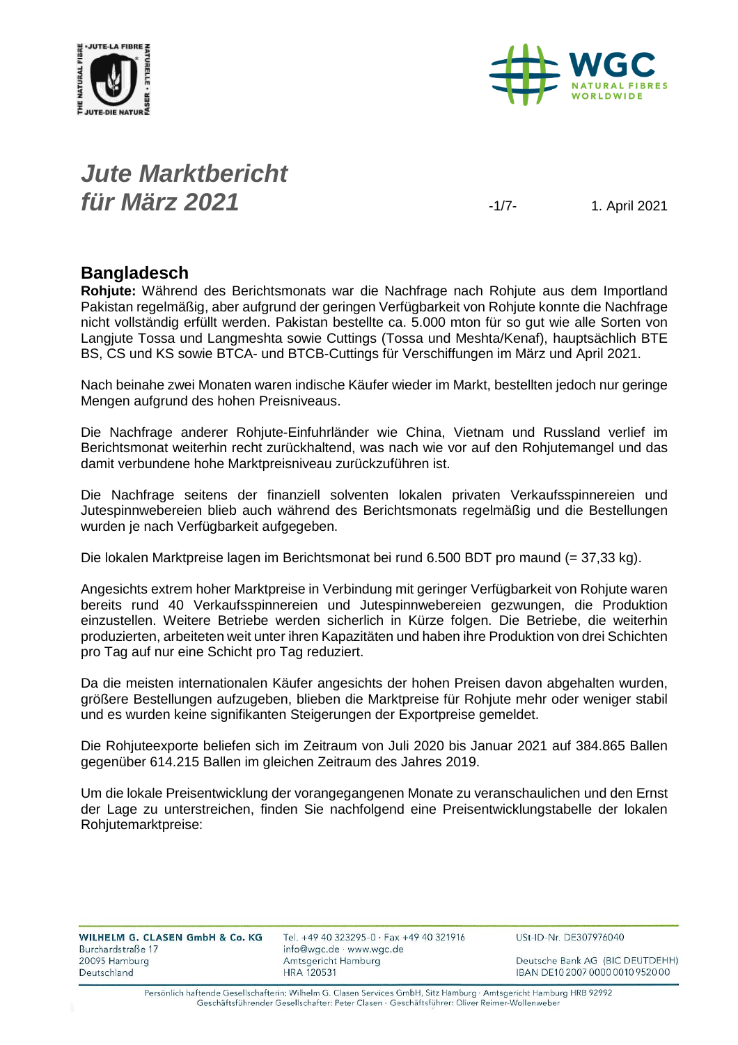# *Jute Marktbericht für März 2021*

1. April 2021

## Bangladesch

**Rohjute:** Während des Berichtsmonats war die Nachfrage nach Rohjute aus dem Importland Pakistan regelmäßig, aber aufgrund der geringen Verfügbarkeit von Rohjute konnte die Nachfrage nicht vollständig erfüllt werden. Pakistan bestellte ca. 5.000 mton für so gut wie alle Sorten von Langjute Tossa und Langmeshta sowie Cuttings (Tossa und Meshta/Kenaf), hauptsächlich BTE BS, CS und KS sowie BTCA- und BTCB-Cuttings für Verschiffungen im März und April 2021.

Nach beinahe zwei Monaten waren indische Käufer wieder im Markt, bestellten jedoch nur geringe Mengen aufgrund des hohen Preisniveaus.

Die Nachfrage anderer Rohjute-Einfuhrländer wie China, Vietnam und Russland verlief im Berichtsmonat weiterhin recht zurückhaltend, was nach wie vor auf den Rohjutemangel und das damit verbundene hohe Marktpreisniveau zurückzuführen ist.

Die Nachfrage seitens der finanziell solventen lokalen privaten Verkaufsspinnereien und Jutespinnwebereien blieb auch während des Berichtsmonats regelmäßig und die Bestellungen wurden je nach Verfügbarkeit aufgegeben.

Die lokalen Marktpreise lagen im Berichtsmonat bei rund 6.500 BDT pro maund (= 37,33 kg).

Angesichts extrem hoher Marktpreise in Verbindung mit geringer Verfügbarkeit von Rohjute waren bereits rund 40 Verkaufsspinnereien und Jutespinnwebereien gezwungen, die Produktion einzustellen. Weitere Betriebe werden sicherlich in Kürze folgen. Die Betriebe, die weiterhin produzierten, arbeiteten weit unter ihren Kapazitäten und haben ihre Produktion von drei Schichten pro Tag auf nur eine Schicht pro Tag reduziert.

Da die meisten internationalen Käufer angesichts der hohen Preisen davon abgehalten wurden, größere Bestellungen aufzugeben, blieben die Marktpreise für Rohjute mehr oder weniger stabil und es wurden keine signifikanten Steigerungen der Exportpreise gemeldet.

Die Rohjuteexporte beliefen sich im Zeitraum von Juli 2020 bis Januar 2021 auf 384.865 Ballen gegenüber 614.215 Ballen im gleichen Zeitraum des Jahres 2019.

Um die lokale Preisentwicklung der vorangegangenen Monate zu veranschaulichen und den Ernst der Lage zu unterstreichen, finden Sie nachfolgend eine Preisentwicklungstabelle der lokalen Rohjutemarktpreise: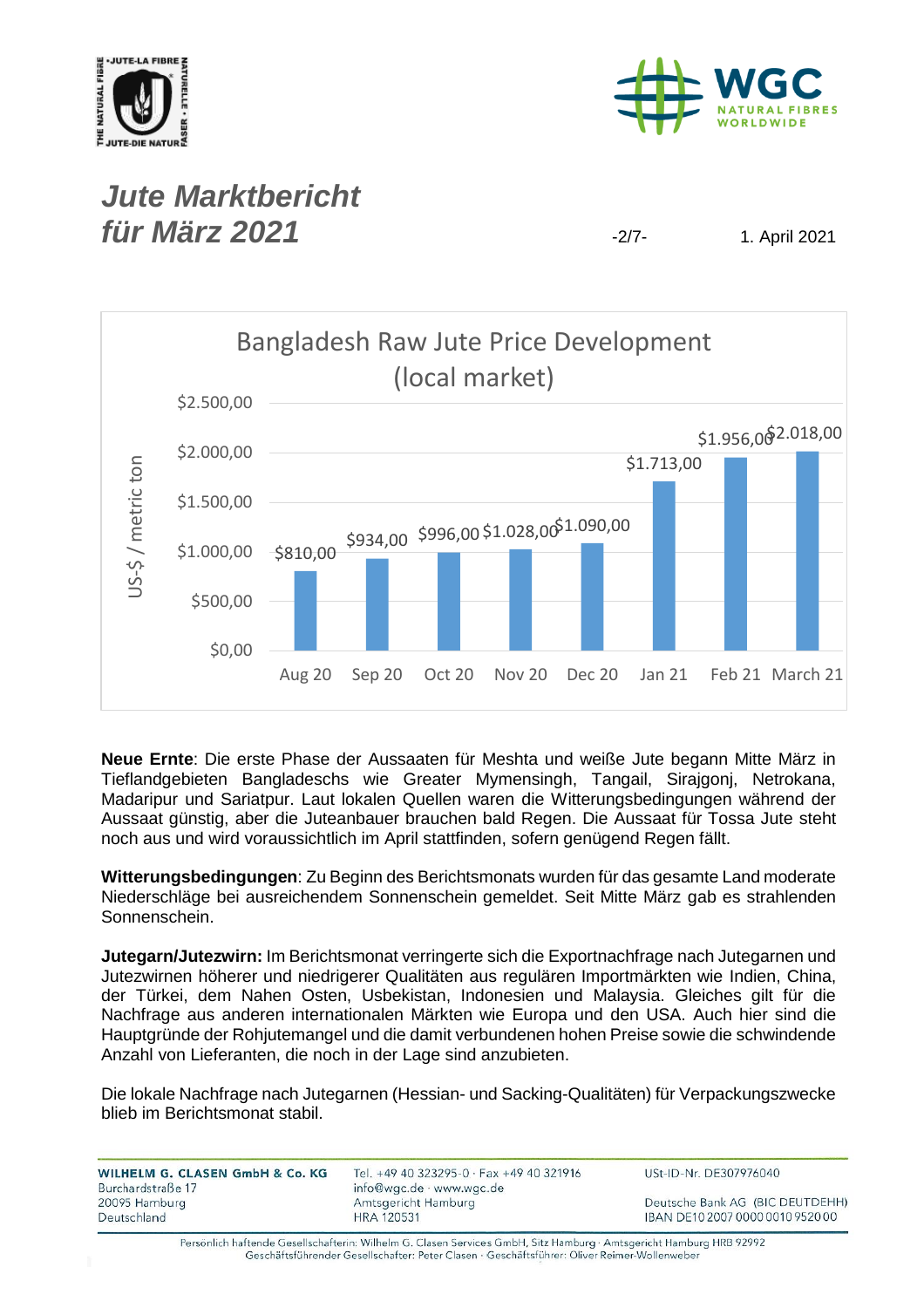# Jute Marktbericht für März 2021

1. April 2021

**Bangladesh Raw Jute Price Development (local market)**

| Month | US-$ / metric ton |
|---|---|
| Aug 20 | $810,00 |
| Sep 20 | $934,00 |
| Oct 20 | $996,00 |
| Nov 20 | $1.028,00 |
| Dec 20 | $1.090,00 |
| Jan 21 | $1.713,00 |
| Feb 21 | $1.956,00 |
| March 21 | $2.018,00 |

**Neue Ernte**: Die erste Phase der Aussaaten für Meshta und weiße Jute begann Mitte März in Tieflandgebieten Bangladeschs wie Greater Mymensingh, Tangail, Sirajgonj, Netrokana, Madaripur und Sariatpur. Laut lokalen Quellen waren die Witterungsbedingungen während der Aussaat günstig, aber die Juteanbauer brauchen bald Regen. Die Aussaat für Tossa Jute steht noch aus und wird voraussichtlich im April stattfinden, sofern genügend Regen fällt.

**Witterungsbedingungen**: Zu Beginn des Berichtsmonats wurden für das gesamte Land moderate Niederschläge bei ausreichendem Sonnenschein gemeldet. Seit Mitte März gab es strahlenden Sonnenschein.

**Jutegarn/Jutezwirn:** Im Berichtsmonat verringerte sich die Exportnachfrage nach Jutegarnen und Jutezwirnen höherer und niedrigerer Qualitäten aus regulären Importmärkten wie Indien, China, der Türkei, dem Nahen Osten, Usbekistan, Indonesien und Malaysia. Gleiches gilt für die Nachfrage aus anderen internationalen Märkten wie Europa und den USA. Auch hier sind die Hauptgründe der Rohjutemangel und die damit verbundenen hohen Preise sowie die schwindende Anzahl von Lieferanten, die noch in der Lage sind anzubieten.

Die lokale Nachfrage nach Jutegarnen (Hessian- und Sacking-Qualitäten) für Verpackungszwecke blieb im Berichtsmonat stabil.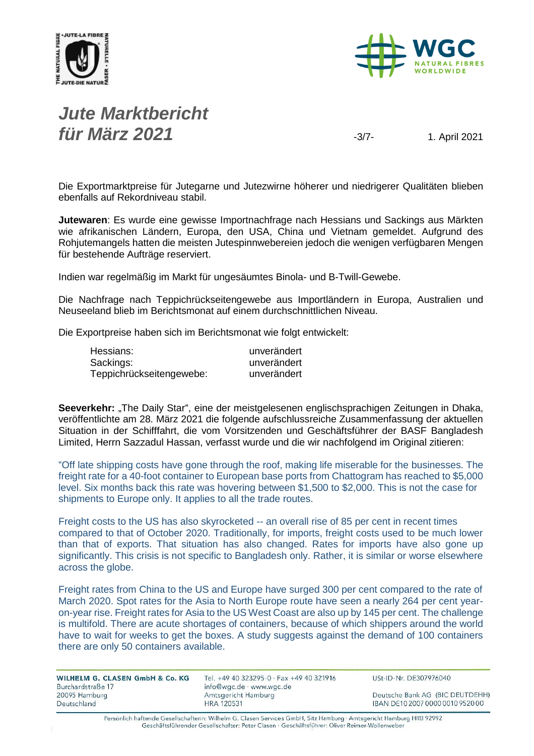# Jute Marktbericht für März 2021

1. April 2021

Die Exportmarktpreise für Jutegarne und Jutezwirne höherer und niedrigerer Qualitäten blieben ebenfalls auf Rekordniveau stabil.

**Jutewaren**: Es wurde eine gewisse Importnachfrage nach Hessians und Sackings aus Märkten wie afrikanischen Ländern, Europa, den USA, China und Vietnam gemeldet. Aufgrund des Rohjutemangels hatten die meisten Jutespinnwebereien jedoch die wenigen verfügbaren Mengen für bestehende Aufträge reserviert.

Indien war regelmäßig im Markt für ungesäumtes Binola- und B-Twill-Gewebe.

Die Nachfrage nach Teppichrückseitengewebe aus Importländern in Europa, Australien und Neuseeland blieb im Berichtsmonat auf einem durchschnittlichen Niveau.

Die Exportpreise haben sich im Berichtsmonat wie folgt entwickelt:

| | |
|---|---|
| Hessians: | unverändert |
| Sackings: | unverändert |
| Teppichrückseitengewebe: | unverändert |

**Seeverkehr:** „The Daily Star", eine der meistgelesenen englischsprachigen Zeitungen in Dhaka, veröffentlichte am 28. März 2021 die folgende aufschlussreiche Zusammenfassung der aktuellen Situation in der Schifffahrt, die vom Vorsitzenden und Geschäftsführer der BASF Bangladesh Limited, Herrn Sazzadul Hassan, verfasst wurde und die wir nachfolgend im Original zitieren:

"Off late shipping costs have gone through the roof, making life miserable for the businesses. The freight rate for a 40-foot container to European base ports from Chattogram has reached to $5,000 level. Six months back this rate was hovering between $1,500 to $2,000. This is not the case for shipments to Europe only. It applies to all the trade routes.

Freight costs to the US has also skyrocketed -- an overall rise of 85 per cent in recent times compared to that of October 2020. Traditionally, for imports, freight costs used to be much lower than that of exports. That situation has also changed. Rates for imports have also gone up significantly. This crisis is not specific to Bangladesh only. Rather, it is similar or worse elsewhere across the globe.

Freight rates from China to the US and Europe have surged 300 per cent compared to the rate of March 2020. Spot rates for the Asia to North Europe route have seen a nearly 264 per cent year-on-year rise. Freight rates for Asia to the US West Coast are also up by 145 per cent. The challenge is multifold. There are acute shortages of containers, because of which shippers around the world have to wait for weeks to get the boxes. A study suggests against the demand of 100 containers there are only 50 containers available.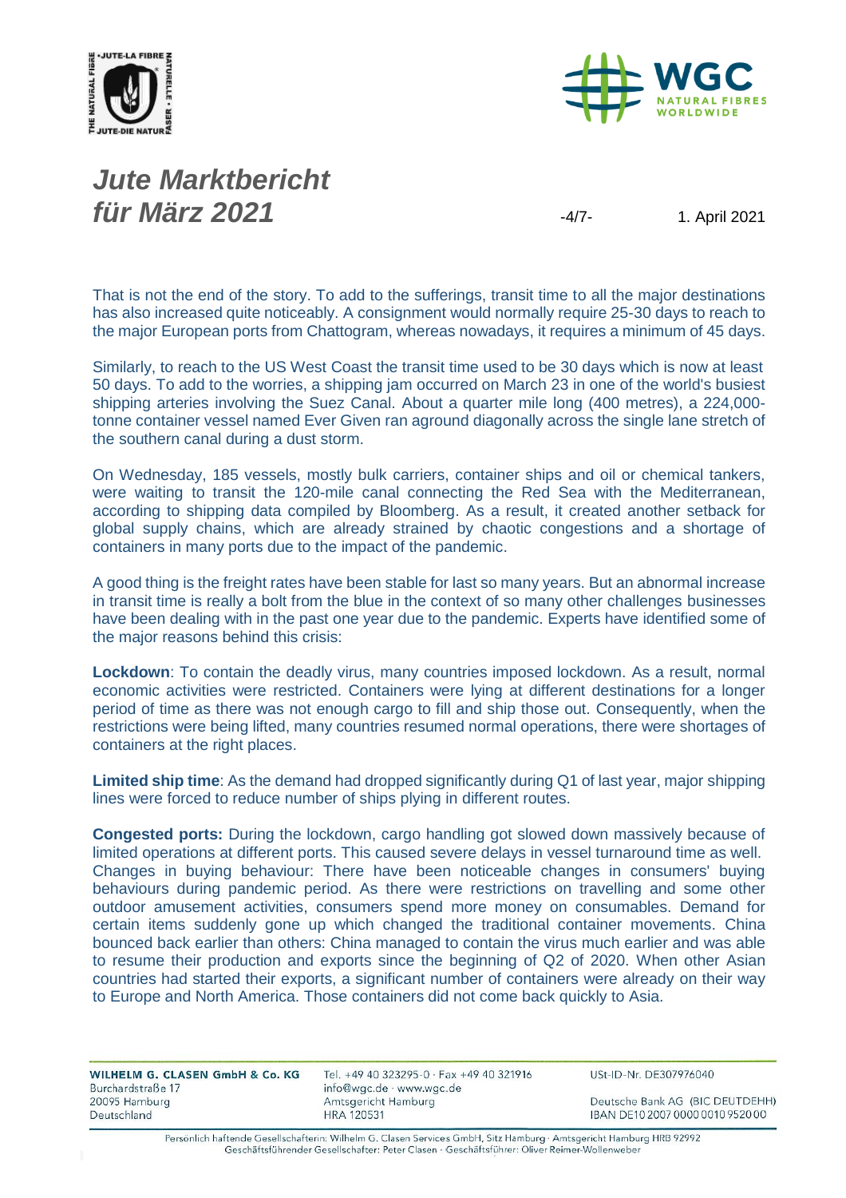That is not the end of the story. To add to the sufferings, transit time to all the major destinations has also increased quite noticeably. A consignment would normally require 25-30 days to reach to the major European ports from Chattogram, whereas nowadays, it requires a minimum of 45 days.

Similarly, to reach to the US West Coast the transit time used to be 30 days which is now at least 50 days. To add to the worries, a shipping jam occurred on March 23 in one of the world's busiest shipping arteries involving the Suez Canal. About a quarter mile long (400 metres), a 224,000-tonne container vessel named Ever Given ran aground diagonally across the single lane stretch of the southern canal during a dust storm.

On Wednesday, 185 vessels, mostly bulk carriers, container ships and oil or chemical tankers, were waiting to transit the 120-mile canal connecting the Red Sea with the Mediterranean, according to shipping data compiled by Bloomberg. As a result, it created another setback for global supply chains, which are already strained by chaotic congestions and a shortage of containers in many ports due to the impact of the pandemic.

A good thing is the freight rates have been stable for last so many years. But an abnormal increase in transit time is really a bolt from the blue in the context of so many other challenges businesses have been dealing with in the past one year due to the pandemic. Experts have identified some of the major reasons behind this crisis:

**Lockdown**: To contain the deadly virus, many countries imposed lockdown. As a result, normal economic activities were restricted. Containers were lying at different destinations for a longer period of time as there was not enough cargo to fill and ship those out. Consequently, when the restrictions were being lifted, many countries resumed normal operations, there were shortages of containers at the right places.

**Limited ship time**: As the demand had dropped significantly during Q1 of last year, major shipping lines were forced to reduce number of ships plying in different routes.

**Congested ports:** During the lockdown, cargo handling got slowed down massively because of limited operations at different ports. This caused severe delays in vessel turnaround time as well. Changes in buying behaviour: There have been noticeable changes in consumers' buying behaviours during pandemic period. As there were restrictions on travelling and some other outdoor amusement activities, consumers spend more money on consumables. Demand for certain items suddenly gone up which changed the traditional container movements. China bounced back earlier than others: China managed to contain the virus much earlier and was able to resume their production and exports since the beginning of Q2 of 2020. When other Asian countries had started their exports, a significant number of containers were already on their way to Europe and North America. Those containers did not come back quickly to Asia.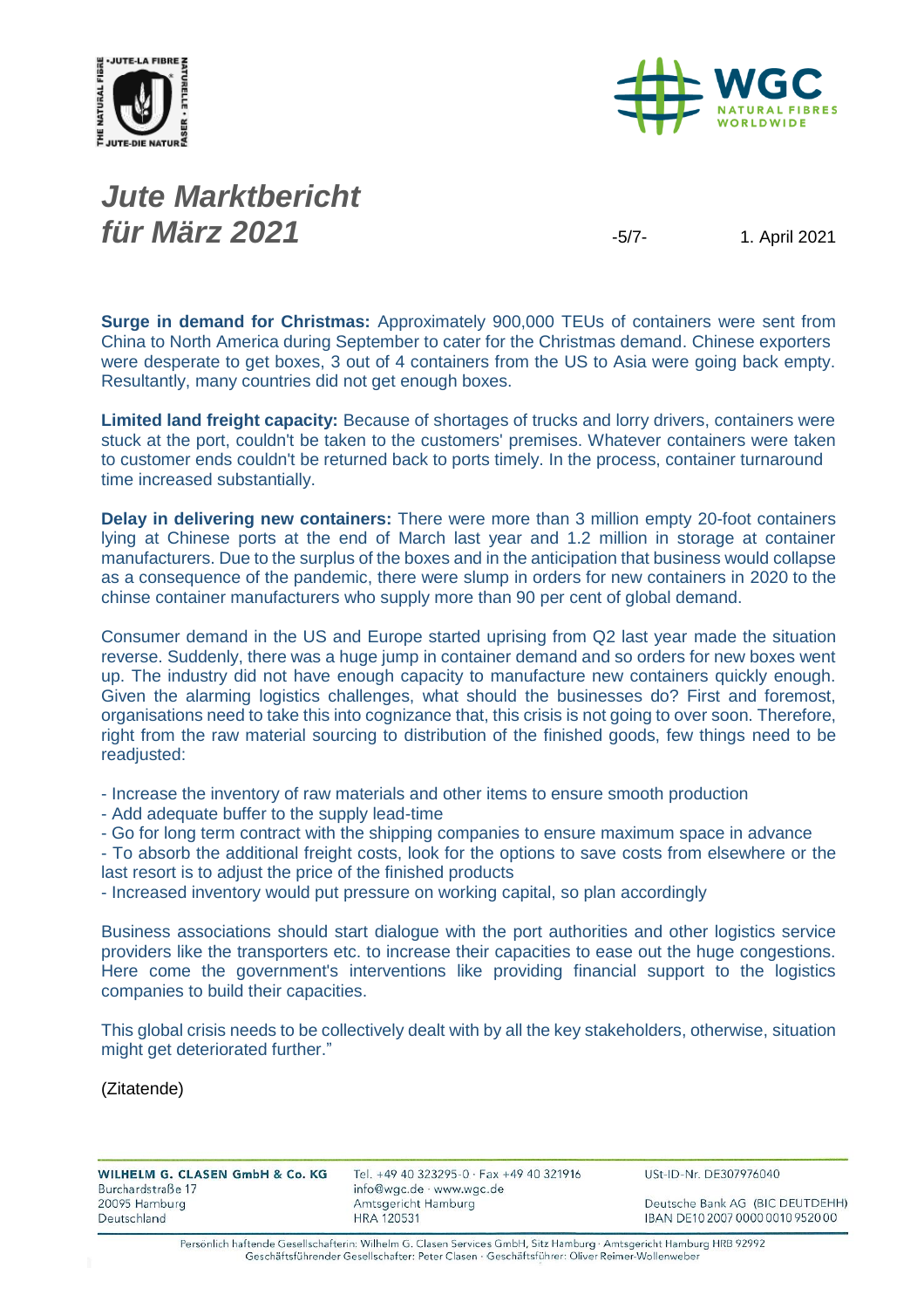# *Jute Marktbericht für März 2021*

1. April 2021

**Surge in demand for Christmas:** Approximately 900,000 TEUs of containers were sent from China to North America during September to cater for the Christmas demand. Chinese exporters were desperate to get boxes, 3 out of 4 containers from the US to Asia were going back empty. Resultantly, many countries did not get enough boxes.

**Limited land freight capacity:** Because of shortages of trucks and lorry drivers, containers were stuck at the port, couldn't be taken to the customers' premises. Whatever containers were taken to customer ends couldn't be returned back to ports timely. In the process, container turnaround time increased substantially.

**Delay in delivering new containers:** There were more than 3 million empty 20-foot containers lying at Chinese ports at the end of March last year and 1.2 million in storage at container manufacturers. Due to the surplus of the boxes and in the anticipation that business would collapse as a consequence of the pandemic, there were slump in orders for new containers in 2020 to the chinse container manufacturers who supply more than 90 per cent of global demand.

Consumer demand in the US and Europe started uprising from Q2 last year made the situation reverse. Suddenly, there was a huge jump in container demand and so orders for new boxes went up. The industry did not have enough capacity to manufacture new containers quickly enough. Given the alarming logistics challenges, what should the businesses do? First and foremost, organisations need to take this into cognizance that, this crisis is not going to over soon. Therefore, right from the raw material sourcing to distribution of the finished goods, few things need to be readjusted:

- Increase the inventory of raw materials and other items to ensure smooth production
- Add adequate buffer to the supply lead-time
- Go for long term contract with the shipping companies to ensure maximum space in advance
- To absorb the additional freight costs, look for the options to save costs from elsewhere or the last resort is to adjust the price of the finished products
- Increased inventory would put pressure on working capital, so plan accordingly

Business associations should start dialogue with the port authorities and other logistics service providers like the transporters etc. to increase their capacities to ease out the huge congestions. Here come the government's interventions like providing financial support to the logistics companies to build their capacities.

This global crisis needs to be collectively dealt with by all the key stakeholders, otherwise, situation might get deteriorated further."

(Zitatende)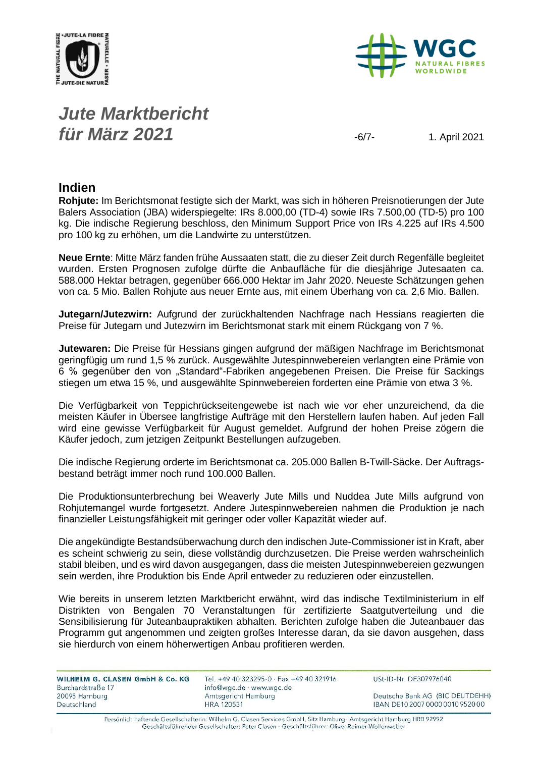# Jute Marktbericht für März 2021

1. April 2021

## Indien

**Rohjute:** Im Berichtsmonat festigte sich der Markt, was sich in höheren Preisnotierungen der Jute Balers Association (JBA) widerspiegelte: IRs 8.000,00 (TD-4) sowie IRs 7.500,00 (TD-5) pro 100 kg. Die indische Regierung beschloss, den Minimum Support Price von IRs 4.225 auf IRs 4.500 pro 100 kg zu erhöhen, um die Landwirte zu unterstützen.

**Neue Ernte**: Mitte März fanden frühe Aussaaten statt, die zu dieser Zeit durch Regenfälle begleitet wurden. Ersten Prognosen zufolge dürfte die Anbaufläche für die diesjährige Jutesaaten ca. 588.000 Hektar betragen, gegenüber 666.000 Hektar im Jahr 2020. Neueste Schätzungen gehen von ca. 5 Mio. Ballen Rohjute aus neuer Ernte aus, mit einem Überhang von ca. 2,6 Mio. Ballen.

**Jutegarn/Jutezwirn:** Aufgrund der zurückhaltenden Nachfrage nach Hessians reagierten die Preise für Jutegarn und Jutezwirn im Berichtsmonat stark mit einem Rückgang von 7 %.

**Jutewaren:** Die Preise für Hessians gingen aufgrund der mäßigen Nachfrage im Berichtsmonat geringfügig um rund 1,5 % zurück. Ausgewählte Jutespinnwebereien verlangten eine Prämie von 6 % gegenüber den von „Standard"-Fabriken angegebenen Preisen. Die Preise für Sackings stiegen um etwa 15 %, und ausgewählte Spinnwebereien forderten eine Prämie von etwa 3 %.

Die Verfügbarkeit von Teppichrückseitengewebe ist nach wie vor eher unzureichend, da die meisten Käufer in Übersee langfristige Aufträge mit den Herstellern laufen haben. Auf jeden Fall wird eine gewisse Verfügbarkeit für August gemeldet. Aufgrund der hohen Preise zögern die Käufer jedoch, zum jetzigen Zeitpunkt Bestellungen aufzugeben.

Die indische Regierung orderte im Berichtsmonat ca. 205.000 Ballen B-Twill-Säcke. Der Auftragsbestand beträgt immer noch rund 100.000 Ballen.

Die Produktionsunterbrechung bei Weaverly Jute Mills und Nuddea Jute Mills aufgrund von Rohjutemangel wurde fortgesetzt. Andere Jutespinnwebereien nahmen die Produktion je nach finanzieller Leistungsfähigkeit mit geringer oder voller Kapazität wieder auf.

Die angekündigte Bestandsüberwachung durch den indischen Jute-Commissioner ist in Kraft, aber es scheint schwierig zu sein, diese vollständig durchzusetzen. Die Preise werden wahrscheinlich stabil bleiben, und es wird davon ausgegangen, dass die meisten Jutespinnwebereien gezwungen sein werden, ihre Produktion bis Ende April entweder zu reduzieren oder einzustellen.

Wie bereits in unserem letzten Marktbericht erwähnt, wird das indische Textilministerium in elf Distrikten von Bengalen 70 Veranstaltungen für zertifizierte Saatgutverteilung und die Sensibilisierung für Juteanbaupraktiken abhalten. Berichten zufolge haben die Juteanbauer das Programm gut angenommen und zeigten großes Interesse daran, da sie davon ausgehen, dass sie hierdurch von einem höherwertigen Anbau profitieren werden.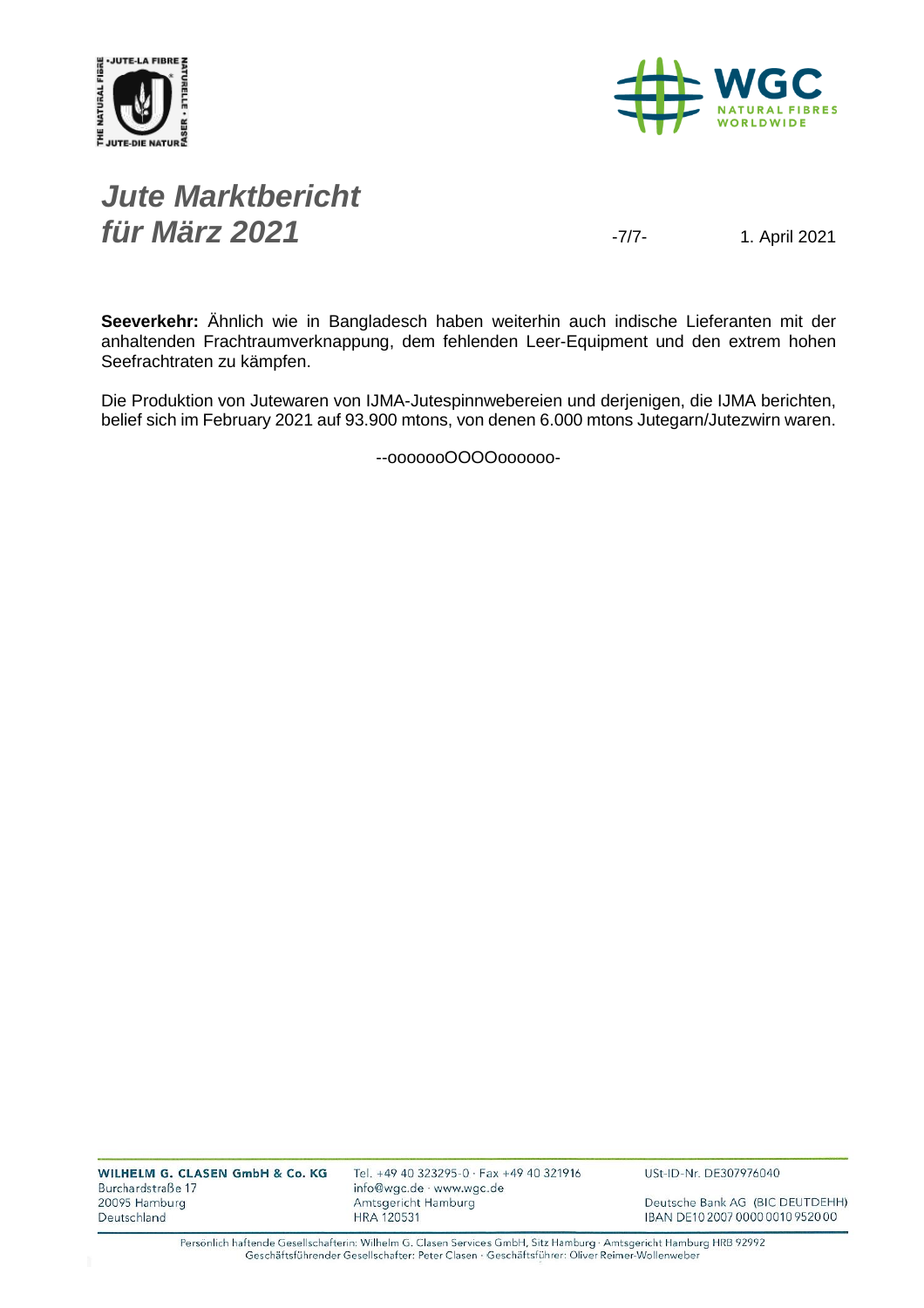**Seeverkehr:** Ähnlich wie in Bangladesch haben weiterhin auch indische Lieferanten mit der anhaltenden Frachtraumverknappung, dem fehlenden Leer-Equipment und den extrem hohen Seefrachtraten zu kämpfen.

Die Produktion von Jutewaren von IJMA-Jutespinnwebereien und derjenigen, die IJMA berichten, belief sich im February 2021 auf 93.900 mtons, von denen 6.000 mtons Jutegarn/Jutezwirn waren.

--ooooooOOOOoooooo-